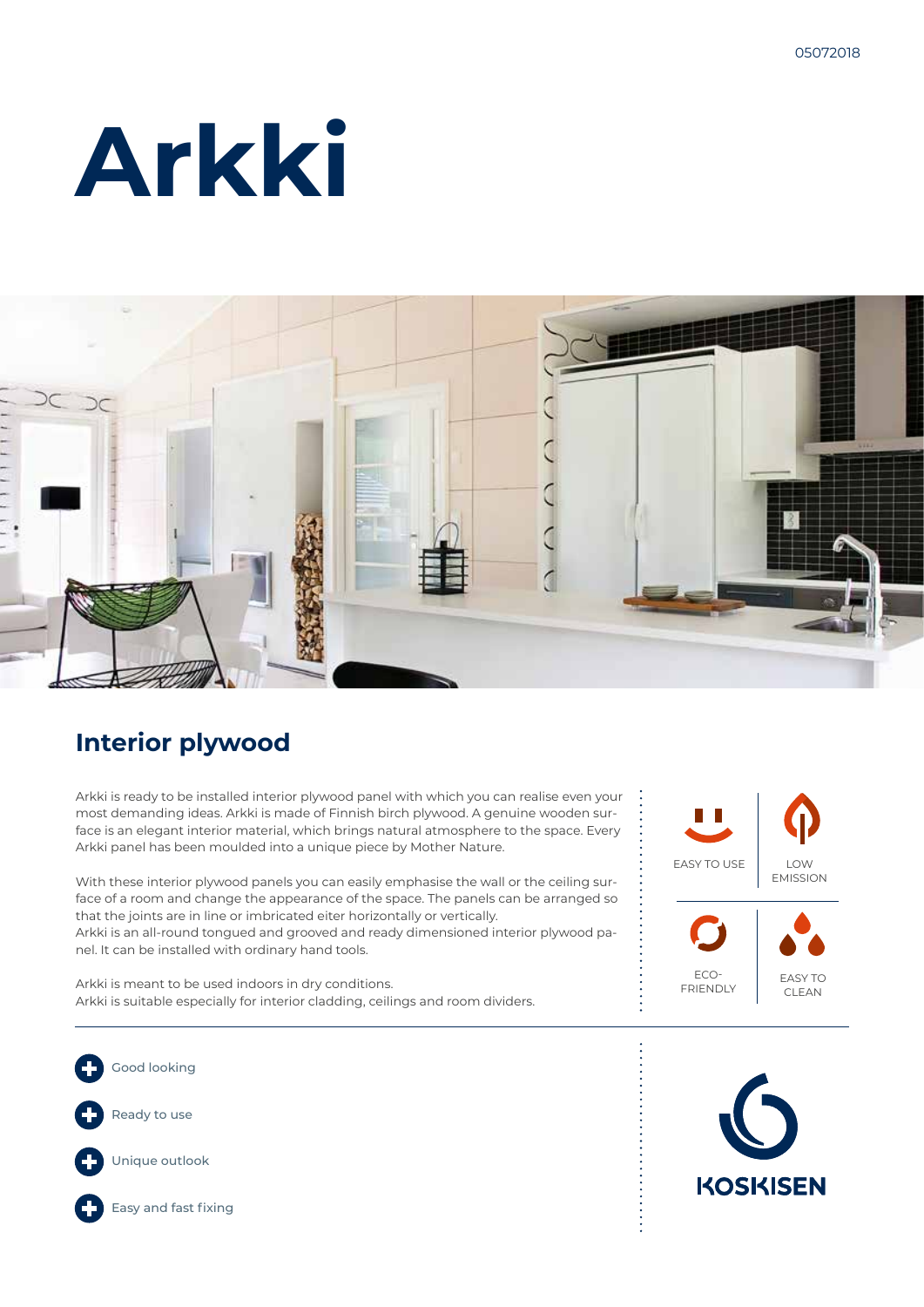05072018

# Arkki

## Interior plywood

Arkki is ready to be installed interior plywood panel with which you can realise even your most demanding ideas. Arkki is made of Finnish birch plywood. A genuine wooden surface is an elegant interior material, which brings natural atmosphere to the space. Every Arkki panel has been moulded into a unique piece by Mother Nature.

With these interior plywood panels you can easily emphasise the wall or the ceiling surface of a room and change the appearance of the space. The panels can be arranged so that the joints are in line or imbricated eiter horizontally or vertically.
Arkki is an all-round tongued and grooved and ready dimensioned interior plywood panel. It can be installed with ordinary hand tools.

Arkki is meant to be used indoors in dry conditions.
Arkki is suitable especially for interior cladding, ceilings and room dividers.

EASY TO USE

LOW EMISSION

ECO-FRIENDLY

EASY TO CLEAN

- Good looking
- Ready to use
- Unique outlook
- Easy and fast fixing

KOSKISEN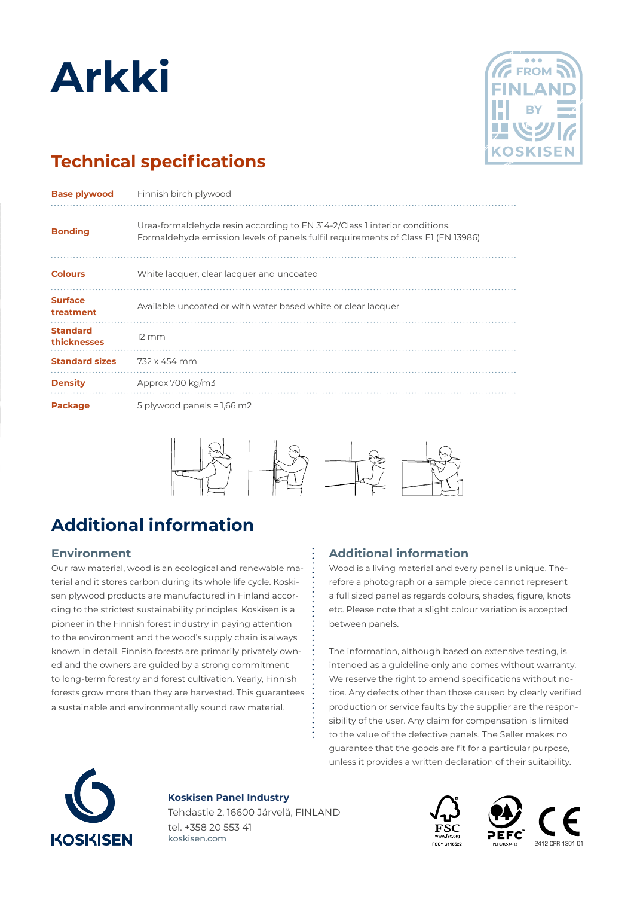# Arkki

## Technical specifications

| | |
|---|---|
| **Base plywood** | Finnish birch plywood |
| **Bonding** | Urea-formaldehyde resin according to EN 314-2/Class 1 interior conditions. Formaldehyde emission levels of panels fulfil requirements of Class E1 (EN 13986) |
| **Colours** | White lacquer, clear lacquer and uncoated |
| **Surface treatment** | Available uncoated or with water based white or clear lacquer |
| **Standard thicknesses** | 12 mm |
| **Standard sizes** | 732 x 454 mm |
| **Density** | Approx 700 kg/m3 |
| **Package** | 5 plywood panels = 1,66 m2 |

## Additional information

### Environment

Our raw material, wood is an ecological and renewable material and it stores carbon during its whole life cycle. Koskisen plywood products are manufactured in Finland according to the strictest sustainability principles. Koskisen is a pioneer in the Finnish forest industry in paying attention to the environment and the wood's supply chain is always known in detail. Finnish forests are primarily privately owned and the owners are guided by a strong commitment to long-term forestry and forest cultivation. Yearly, Finnish forests grow more than they are harvested. This guarantees a sustainable and environmentally sound raw material.

### Additional information

Wood is a living material and every panel is unique. Therefore a photograph or a sample piece cannot represent a full sized panel as regards colours, shades, figure, knots etc. Please note that a slight colour variation is accepted between panels.

The information, although based on extensive testing, is intended as a guideline only and comes without warranty. We reserve the right to amend specifications without notice. Any defects other than those caused by clearly verified production or service faults by the supplier are the responsibility of the user. Any claim for compensation is limited to the value of the defective panels. The Seller makes no guarantee that the goods are fit for a particular purpose, unless it provides a written declaration of their suitability.

**Koskisen Panel Industry**
Tehdastie 2, 16600 Järvelä, FINLAND
tel. +358 20 553 41
koskisen.com

FSC® C116522 · PEFC/02-34-12 · 2412-CPR-1301-D1